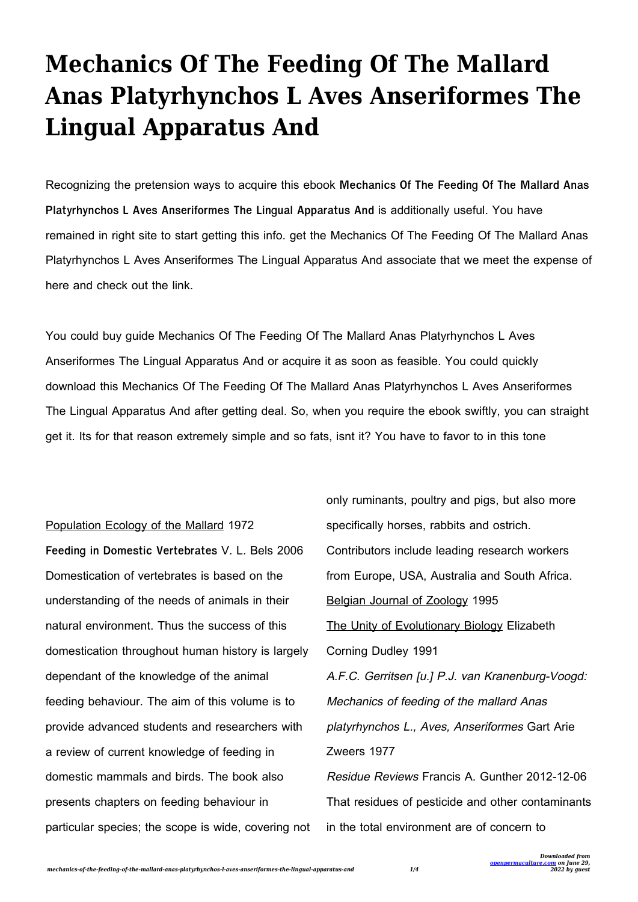# Mechanics Of The Feeding Of The Mallard Anas Platyrhynchos L Aves Anseriformes The Lingual Apparatus And

Recognizing the pretension ways to acquire this ebook **Mechanics Of The Feeding Of The Mallard Anas Platyrhynchos L Aves Anseriformes The Lingual Apparatus And** is additionally useful. You have remained in right site to start getting this info. get the Mechanics Of The Feeding Of The Mallard Anas Platyrhynchos L Aves Anseriformes The Lingual Apparatus And associate that we meet the expense of here and check out the link.

You could buy guide Mechanics Of The Feeding Of The Mallard Anas Platyrhynchos L Aves Anseriformes The Lingual Apparatus And or acquire it as soon as feasible. You could quickly download this Mechanics Of The Feeding Of The Mallard Anas Platyrhynchos L Aves Anseriformes The Lingual Apparatus And after getting deal. So, when you require the ebook swiftly, you can straight get it. Its for that reason extremely simple and so fats, isnt it? You have to favor to in this tone

Population Ecology of the Mallard 1972

**Feeding in Domestic Vertebrates** V. L. Bels 2006 Domestication of vertebrates is based on the understanding of the needs of animals in their natural environment. Thus the success of this domestication throughout human history is largely dependant of the knowledge of the animal feeding behaviour. The aim of this volume is to provide advanced students and researchers with a review of current knowledge of feeding in domestic mammals and birds. The book also presents chapters on feeding behaviour in particular species; the scope is wide, covering not only ruminants, poultry and pigs, but also more specifically horses, rabbits and ostrich. Contributors include leading research workers from Europe, USA, Australia and South Africa.

Belgian Journal of Zoology 1995

The Unity of Evolutionary Biology Elizabeth Corning Dudley 1991

*A.F.C. Gerritsen [u.] P.J. van Kranenburg-Voogd: Mechanics of feeding of the mallard Anas platyrhynchos L., Aves, Anseriformes* Gart Arie Zweers 1977

*Residue Reviews* Francis A. Gunther 2012-12-06 That residues of pesticide and other contaminants in the total environment are of concern to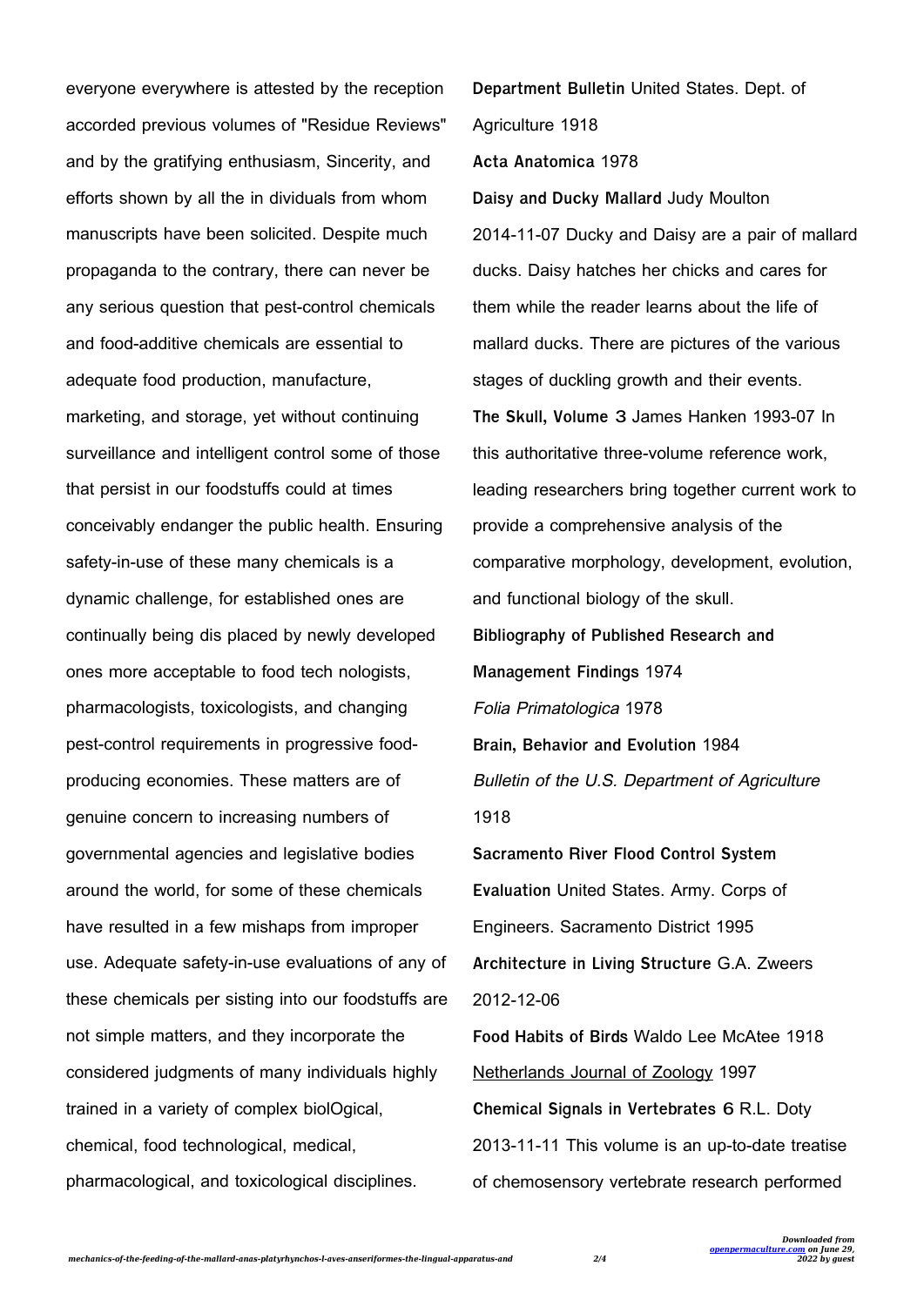everyone everywhere is attested by the reception accorded previous volumes of "Residue Reviews" and by the gratifying enthusiasm, Sincerity, and efforts shown by all the in dividuals from whom manuscripts have been solicited. Despite much propaganda to the contrary, there can never be any serious question that pest-control chemicals and food-additive chemicals are essential to adequate food production, manufacture, marketing, and storage, yet without continuing surveillance and intelligent control some of those that persist in our foodstuffs could at times conceivably endanger the public health. Ensuring safety-in-use of these many chemicals is a dynamic challenge, for established ones are continually being dis placed by newly developed ones more acceptable to food tech nologists, pharmacologists, toxicologists, and changing pest-control requirements in progressive food-producing economies. These matters are of genuine concern to increasing numbers of governmental agencies and legislative bodies around the world, for some of these chemicals have resulted in a few mishaps from improper use. Adequate safety-in-use evaluations of any of these chemicals per sisting into our foodstuffs are not simple matters, and they incorporate the considered judgments of many individuals highly trained in a variety of complex biolOgical, chemical, food technological, medical, pharmacological, and toxicological disciplines.

**Department Bulletin** United States. Dept. of Agriculture 1918

**Acta Anatomica** 1978

**Daisy and Ducky Mallard** Judy Moulton 2014-11-07 Ducky and Daisy are a pair of mallard ducks. Daisy hatches her chicks and cares for them while the reader learns about the life of mallard ducks. There are pictures of the various stages of duckling growth and their events.

**The Skull, Volume 3** James Hanken 1993-07 In this authoritative three-volume reference work, leading researchers bring together current work to provide a comprehensive analysis of the comparative morphology, development, evolution, and functional biology of the skull.

**Bibliography of Published Research and Management Findings** 1974

*Folia Primatologica* 1978

**Brain, Behavior and Evolution** 1984

*Bulletin of the U.S. Department of Agriculture* 1918

**Sacramento River Flood Control System Evaluation** United States. Army. Corps of Engineers. Sacramento District 1995

**Architecture in Living Structure** G.A. Zweers 2012-12-06

**Food Habits of Birds** Waldo Lee McAtee 1918

Netherlands Journal of Zoology 1997

**Chemical Signals in Vertebrates 6** R.L. Doty 2013-11-11 This volume is an up-to-date treatise of chemosensory vertebrate research performed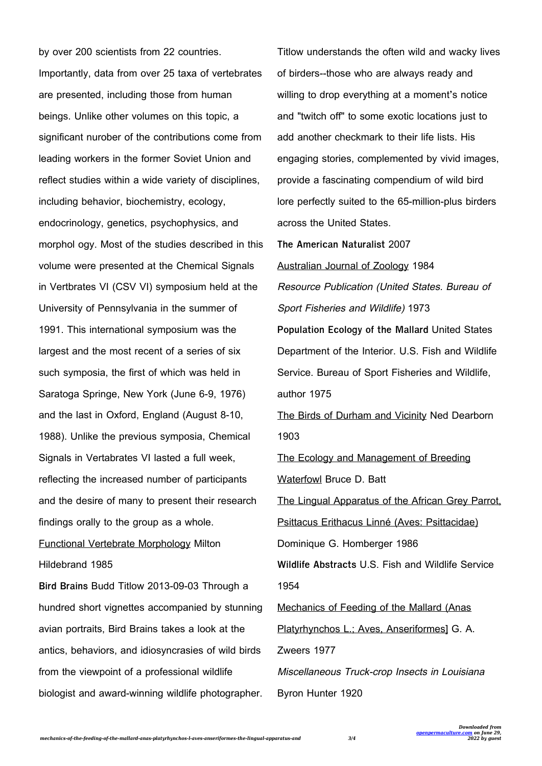by over 200 scientists from 22 countries. Importantly, data from over 25 taxa of vertebrates are presented, including those from human beings. Unlike other volumes on this topic, a significant nurober of the contributions come from leading workers in the former Soviet Union and reflect studies within a wide variety of disciplines, including behavior, biochemistry, ecology, endocrinology, genetics, psychophysics, and morphol ogy. Most of the studies described in this volume were presented at the Chemical Signals in Vertbrates VI (CSV VI) symposium held at the University of Pennsylvania in the summer of 1991. This international symposium was the largest and the most recent of a series of six such symposia, the first of which was held in Saratoga Springe, New York (June 6-9, 1976) and the last in Oxford, England (August 8-10, 1988). Unlike the previous symposia, Chemical Signals in Vertabrates VI lasted a full week, reflecting the increased number of participants and the desire of many to present their research findings orally to the group as a whole.

Functional Vertebrate Morphology Milton Hildebrand 1985

**Bird Brains** Budd Titlow 2013-09-03 Through a hundred short vignettes accompanied by stunning avian portraits, Bird Brains takes a look at the antics, behaviors, and idiosyncrasies of wild birds from the viewpoint of a professional wildlife biologist and award-winning wildlife photographer. Titlow understands the often wild and wacky lives of birders--those who are always ready and willing to drop everything at a moment's notice and "twitch off" to some exotic locations just to add another checkmark to their life lists. His engaging stories, complemented by vivid images, provide a fascinating compendium of wild bird lore perfectly suited to the 65-million-plus birders across the United States.

**The American Naturalist** 2007

Australian Journal of Zoology 1984

*Resource Publication (United States. Bureau of Sport Fisheries and Wildlife)* 1973

**Population Ecology of the Mallard** United States Department of the Interior. U.S. Fish and Wildlife Service. Bureau of Sport Fisheries and Wildlife, author 1975

The Birds of Durham and Vicinity Ned Dearborn 1903

The Ecology and Management of Breeding Waterfowl Bruce D. Batt

The Lingual Apparatus of the African Grey Parrot, Psittacus Erithacus Linné (Aves: Psittacidae) Dominique G. Homberger 1986

**Wildlife Abstracts** U.S. Fish and Wildlife Service 1954

Mechanics of Feeding of the Mallard (Anas Platyrhynchos L.; Aves, Anseriformes] G. A. Zweers 1977

*Miscellaneous Truck-crop Insects in Louisiana* Byron Hunter 1920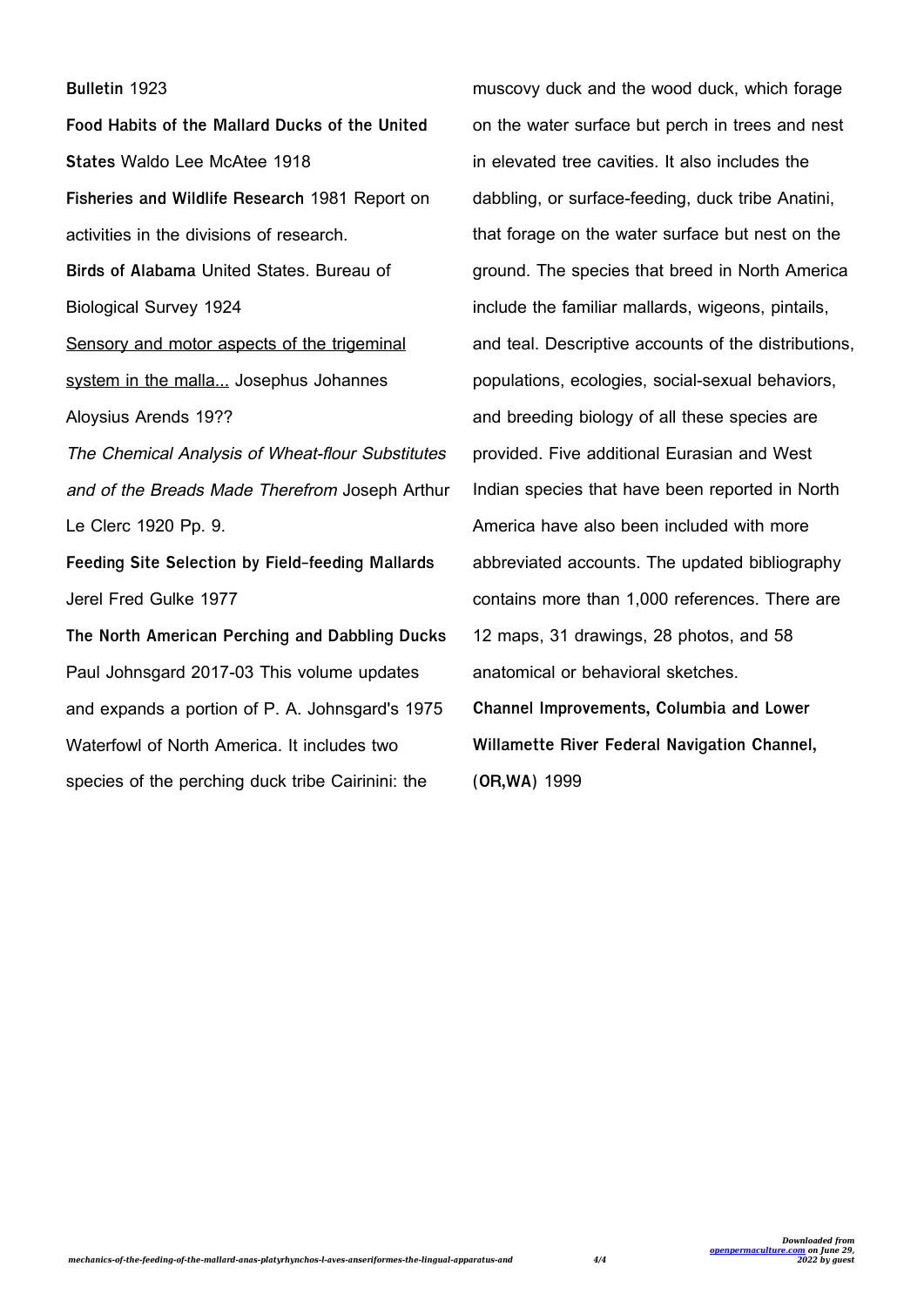**Bulletin** 1923

**Food Habits of the Mallard Ducks of the United States** Waldo Lee McAtee 1918

**Fisheries and Wildlife Research** 1981 Report on activities in the divisions of research.

**Birds of Alabama** United States. Bureau of Biological Survey 1924

Sensory and motor aspects of the trigeminal system in the malla... Josephus Johannes Aloysius Arends 19??

*The Chemical Analysis of Wheat-flour Substitutes and of the Breads Made Therefrom* Joseph Arthur Le Clerc 1920 Pp. 9.

**Feeding Site Selection by Field-feeding Mallards** Jerel Fred Gulke 1977

**The North American Perching and Dabbling Ducks** Paul Johnsgard 2017-03 This volume updates and expands a portion of P. A. Johnsgard's 1975 Waterfowl of North America. It includes two species of the perching duck tribe Cairinini: the muscovy duck and the wood duck, which forage on the water surface but perch in trees and nest in elevated tree cavities. It also includes the dabbling, or surface-feeding, duck tribe Anatini, that forage on the water surface but nest on the ground. The species that breed in North America include the familiar mallards, wigeons, pintails, and teal. Descriptive accounts of the distributions, populations, ecologies, social-sexual behaviors, and breeding biology of all these species are provided. Five additional Eurasian and West Indian species that have been reported in North America have also been included with more abbreviated accounts. The updated bibliography contains more than 1,000 references. There are 12 maps, 31 drawings, 28 photos, and 58 anatomical or behavioral sketches.

**Channel Improvements, Columbia and Lower Willamette River Federal Navigation Channel, (OR,WA)** 1999